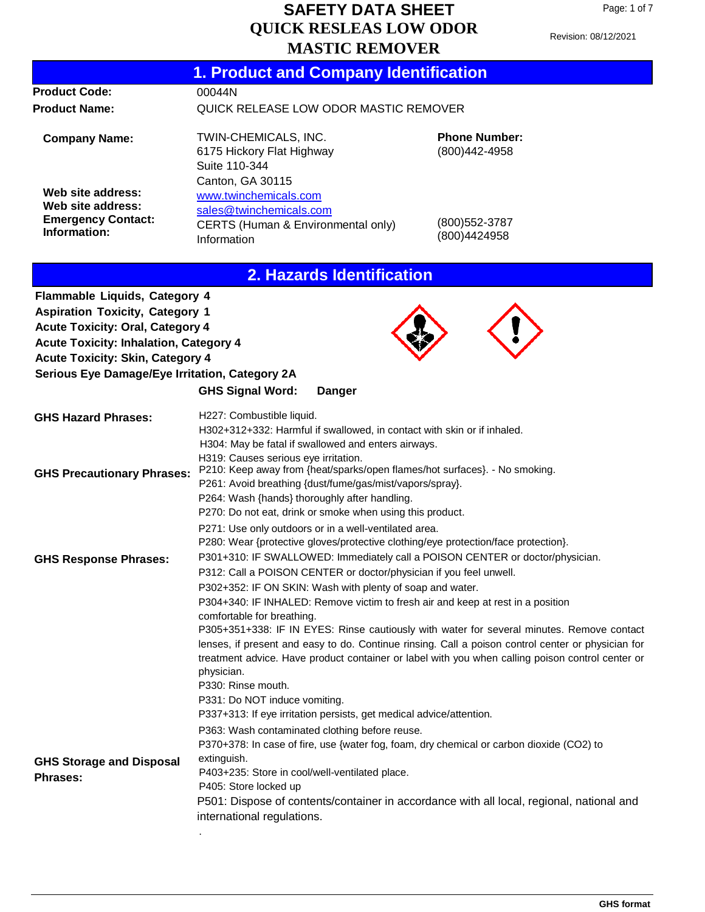# SAFETY DATA SHEET
# QUICK RESLEAS LOW ODOR MASTIC REMOVER

Revision: 08/12/2021

## 1. Product and Company Identification

**Product Code:** 00044N

**Product Name:** QUICK RELEASE LOW ODOR MASTIC REMOVER

**Company Name:** TWIN-CHEMICALS, INC.
6175 Hickory Flat Highway
Suite 110-344
Canton, GA 30115

**Phone Number:** (800)442-4958

**Web site address:** www.twinchemicals.com

**Web site address:** sales@twinchemicals.com

**Emergency Contact:** CERTS (Human & Environmental only) (800)552-3787

**Information:** Information (800)4424958

## 2. Hazards Identification

**Flammable Liquids, Category 4**
**Aspiration Toxicity, Category 1**
**Acute Toxicity: Oral, Category 4**
**Acute Toxicity: Inhalation, Category 4**
**Acute Toxicity: Skin, Category 4**
**Serious Eye Damage/Eye Irritation, Category 2A**

**GHS Signal Word:** **Danger**

**GHS Hazard Phrases:**
H227: Combustible liquid.
H302+312+332: Harmful if swallowed, in contact with skin or if inhaled.
H304: May be fatal if swallowed and enters airways.
H319: Causes serious eye irritation.

**GHS Precautionary Phrases:**
P210: Keep away from {heat/sparks/open flames/hot surfaces}. - No smoking.
P261: Avoid breathing {dust/fume/gas/mist/vapors/spray}.
P264: Wash {hands} thoroughly after handling.
P270: Do not eat, drink or smoke when using this product.
P271: Use only outdoors or in a well-ventilated area.
P280: Wear {protective gloves/protective clothing/eye protection/face protection}.

**GHS Response Phrases:**
P301+310: IF SWALLOWED: Immediately call a POISON CENTER or doctor/physician.
P312: Call a POISON CENTER or doctor/physician if you feel unwell.
P302+352: IF ON SKIN: Wash with plenty of soap and water.
P304+340: IF INHALED: Remove victim to fresh air and keep at rest in a position comfortable for breathing.
P305+351+338: IF IN EYES: Rinse cautiously with water for several minutes. Remove contact lenses, if present and easy to do. Continue rinsing. Call a poison control center or physician for treatment advice. Have product container or label with you when calling poison control center or physician.
P330: Rinse mouth.
P331: Do NOT induce vomiting.
P337+313: If eye irritation persists, get medical advice/attention.
P363: Wash contaminated clothing before reuse.
P370+378: In case of fire, use {water fog, foam, dry chemical or carbon dioxide ($CO_2$) to extinguish.

**GHS Storage and Disposal Phrases:**
P403+235: Store in cool/well-ventilated place.
P405: Store locked up
P501: Dispose of contents/container in accordance with all local, regional, national and international regulations.

.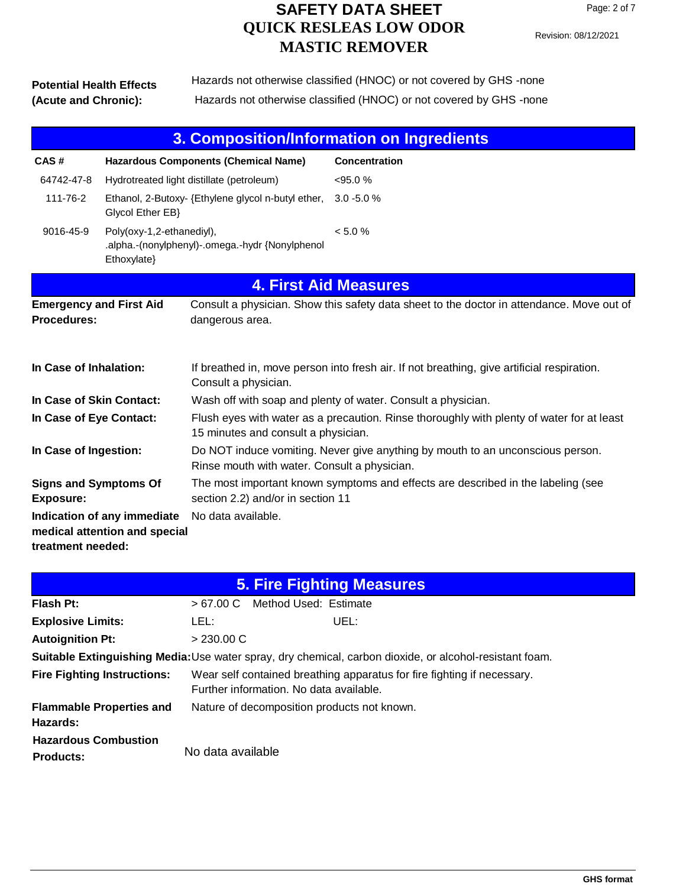**Potential Health Effects (Acute and Chronic):**

Hazards not otherwise classified (HNOC) or not covered by GHS -none

Hazards not otherwise classified (HNOC) or not covered by GHS -none

## 3. Composition/Information on Ingredients

| CAS # | Hazardous Components (Chemical Name) | Concentration |
|---|---|---|
| 64742-47-8 | Hydrotreated light distillate (petroleum) | <95.0 % |
| 111-76-2 | Ethanol, 2-Butoxy- {Ethylene glycol n-butyl ether, Glycol Ether EB} | 3.0 -5.0 % |
| 9016-45-9 | Poly(oxy-1,2-ethanediyl), .alpha.-(nonylphenyl)-.omega.-hydr {Nonylphenol Ethoxylate} | < 5.0 % |

## 4. First Aid Measures

**Emergency and First Aid Procedures:** Consult a physician. Show this safety data sheet to the doctor in attendance. Move out of dangerous area.

**In Case of Inhalation:** If breathed in, move person into fresh air. If not breathing, give artificial respiration. Consult a physician.

**In Case of Skin Contact:** Wash off with soap and plenty of water. Consult a physician.

**In Case of Eye Contact:** Flush eyes with water as a precaution. Rinse thoroughly with plenty of water for at least 15 minutes and consult a physician.

**In Case of Ingestion:** Do NOT induce vomiting. Never give anything by mouth to an unconscious person. Rinse mouth with water. Consult a physician.

**Signs and Symptoms Of Exposure:** The most important known symptoms and effects are described in the labeling (see section 2.2) and/or in section 11

**Indication of any immediate medical attention and special treatment needed:** No data available.

## 5. Fire Fighting Measures

**Flash Pt:** > 67.00 C Method Used: Estimate

**Explosive Limits:** LEL: UEL:

**Autoignition Pt:** > 230.00 C

**Suitable Extinguishing Media:** Use water spray, dry chemical, carbon dioxide, or alcohol-resistant foam.

**Fire Fighting Instructions:** Wear self contained breathing apparatus for fire fighting if necessary. Further information. No data available.

**Flammable Properties and Hazards:** Nature of decomposition products not known.

**Hazardous Combustion Products:** No data available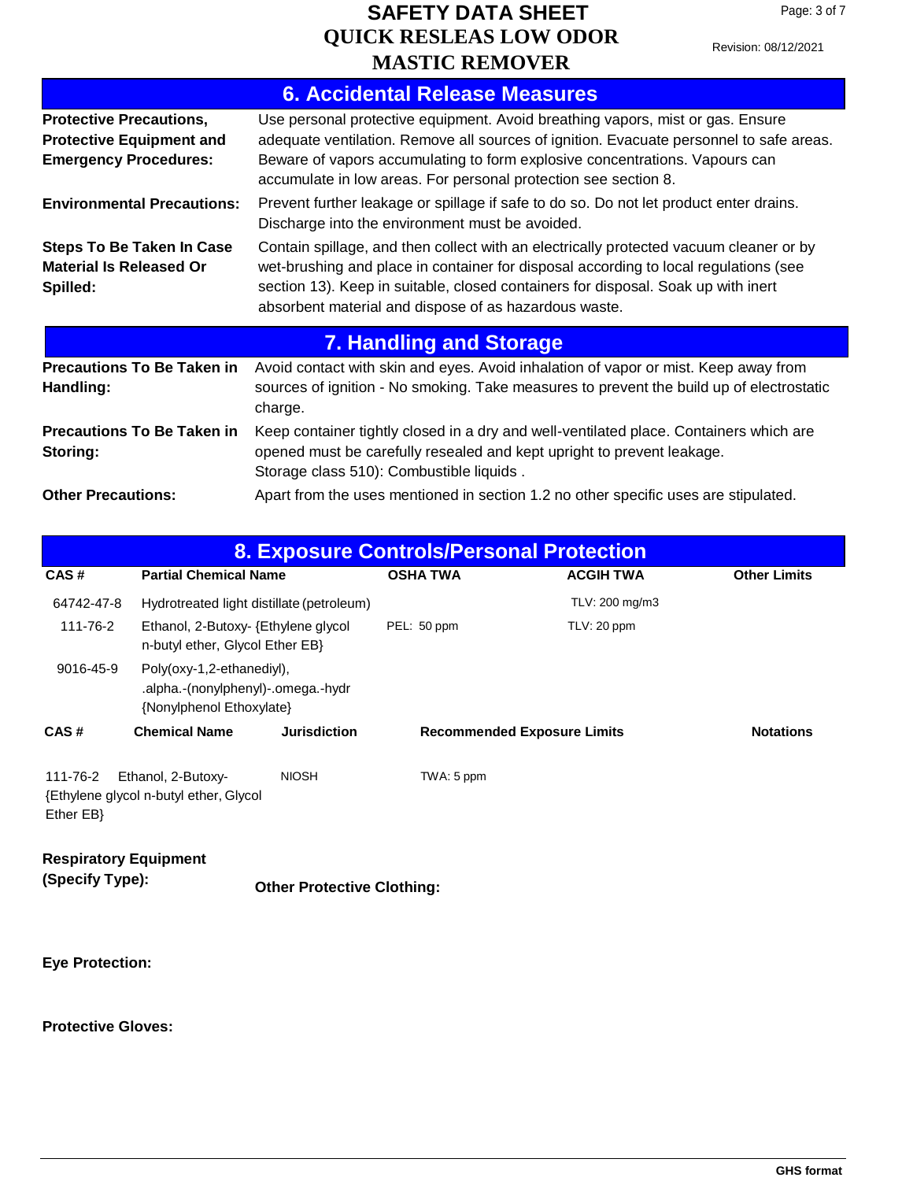## 6. Accidental Release Measures

**Protective Precautions, Protective Equipment and Emergency Procedures:** Use personal protective equipment. Avoid breathing vapors, mist or gas. Ensure adequate ventilation. Remove all sources of ignition. Evacuate personnel to safe areas. Beware of vapors accumulating to form explosive concentrations. Vapours can accumulate in low areas. For personal protection see section 8.

**Environmental Precautions:** Prevent further leakage or spillage if safe to do so. Do not let product enter drains. Discharge into the environment must be avoided.

**Steps To Be Taken In Case Material Is Released Or Spilled:** Contain spillage, and then collect with an electrically protected vacuum cleaner or by wet-brushing and place in container for disposal according to local regulations (see section 13). Keep in suitable, closed containers for disposal. Soak up with inert absorbent material and dispose of as hazardous waste.

## 7. Handling and Storage

**Precautions To Be Taken in Handling:** Avoid contact with skin and eyes. Avoid inhalation of vapor or mist. Keep away from sources of ignition - No smoking. Take measures to prevent the build up of electrostatic charge.

**Precautions To Be Taken in Storing:** Keep container tightly closed in a dry and well-ventilated place. Containers which are opened must be carefully resealed and kept upright to prevent leakage.
Storage class 510): Combustible liquids .

**Other Precautions:** Apart from the uses mentioned in section 1.2 no other specific uses are stipulated.

## 8. Exposure Controls/Personal Protection

| CAS # | Partial Chemical Name | OSHA TWA | ACGIH TWA | Other Limits |
|---|---|---|---|---|
| 64742-47-8 | Hydrotreated light distillate (petroleum) | | TLV: 200 mg/m3 | |
| 111-76-2 | Ethanol, 2-Butoxy- {Ethylene glycol n-butyl ether, Glycol Ether EB} | PEL: 50 ppm | TLV: 20 ppm | |
| 9016-45-9 | Poly(oxy-1,2-ethanediyl), .alpha.-(nonylphenyl)-.omega.-hydr {Nonylphenol Ethoxylate} | | | |

| CAS # | Chemical Name | Jurisdiction | Recommended Exposure Limits | Notations |
|---|---|---|---|---|
| 111-76-2 | Ethanol, 2-Butoxy- {Ethylene glycol n-butyl ether, Glycol Ether EB} | NIOSH | TWA: 5 ppm | |

**Respiratory Equipment (Specify Type):**

**Other Protective Clothing:**

**Eye Protection:**

**Protective Gloves:**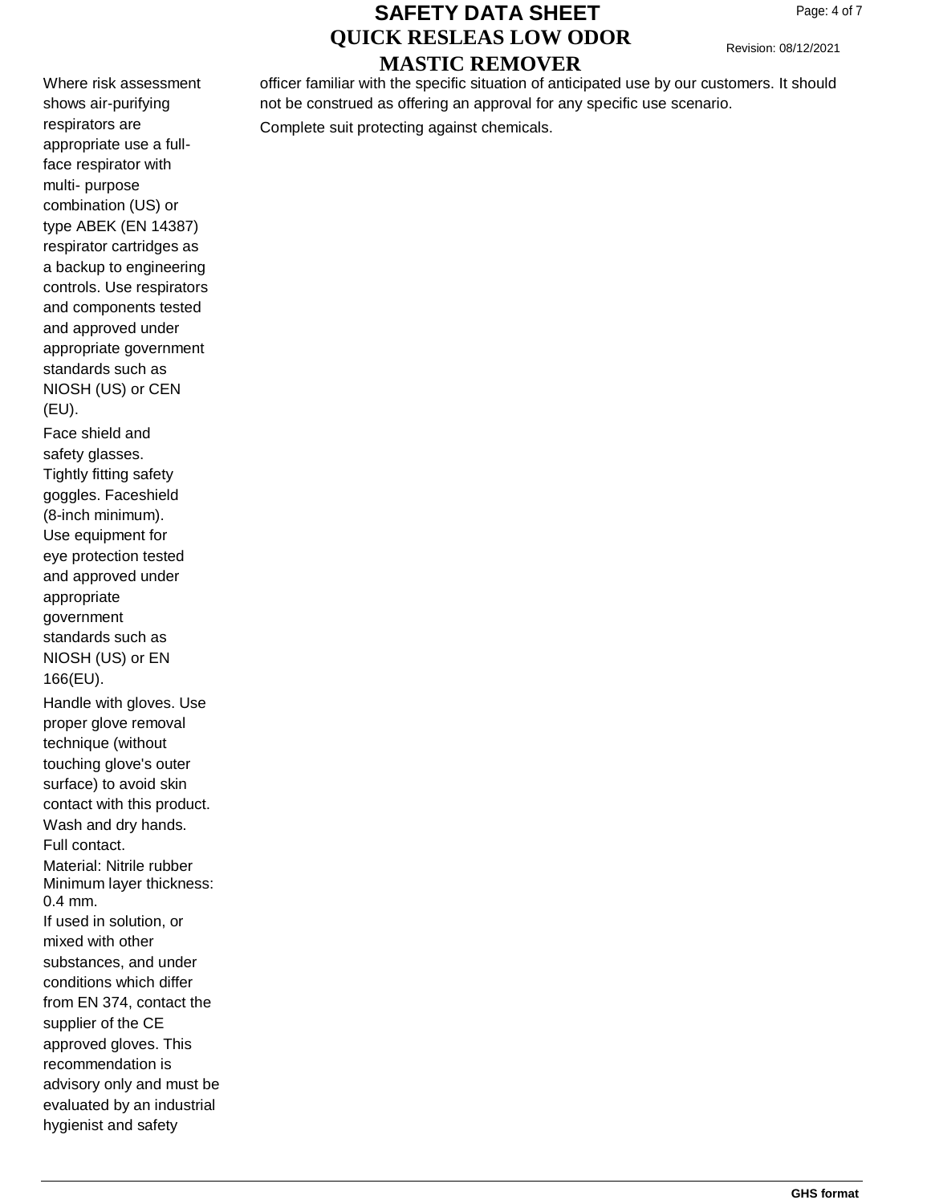Where risk assessment shows air-purifying respirators are appropriate use a full-face respirator with multi- purpose combination (US) or type ABEK (EN 14387) respirator cartridges as a backup to engineering controls. Use respirators and components tested and approved under appropriate government standards such as NIOSH (US) or CEN (EU).

Face shield and safety glasses. Tightly fitting safety goggles. Faceshield (8-inch minimum). Use equipment for eye protection tested and approved under appropriate government standards such as NIOSH (US) or EN 166(EU).

Handle with gloves. Use proper glove removal technique (without touching glove's outer surface) to avoid skin contact with this product. Wash and dry hands.
Full contact.
Material: Nitrile rubber
Minimum layer thickness: 0.4 mm.
If used in solution, or mixed with other substances, and under conditions which differ from EN 374, contact the supplier of the CE approved gloves. This recommendation is advisory only and must be evaluated by an industrial hygienist and safety officer familiar with the specific situation of anticipated use by our customers. It should not be construed as offering an approval for any specific use scenario.

Complete suit protecting against chemicals.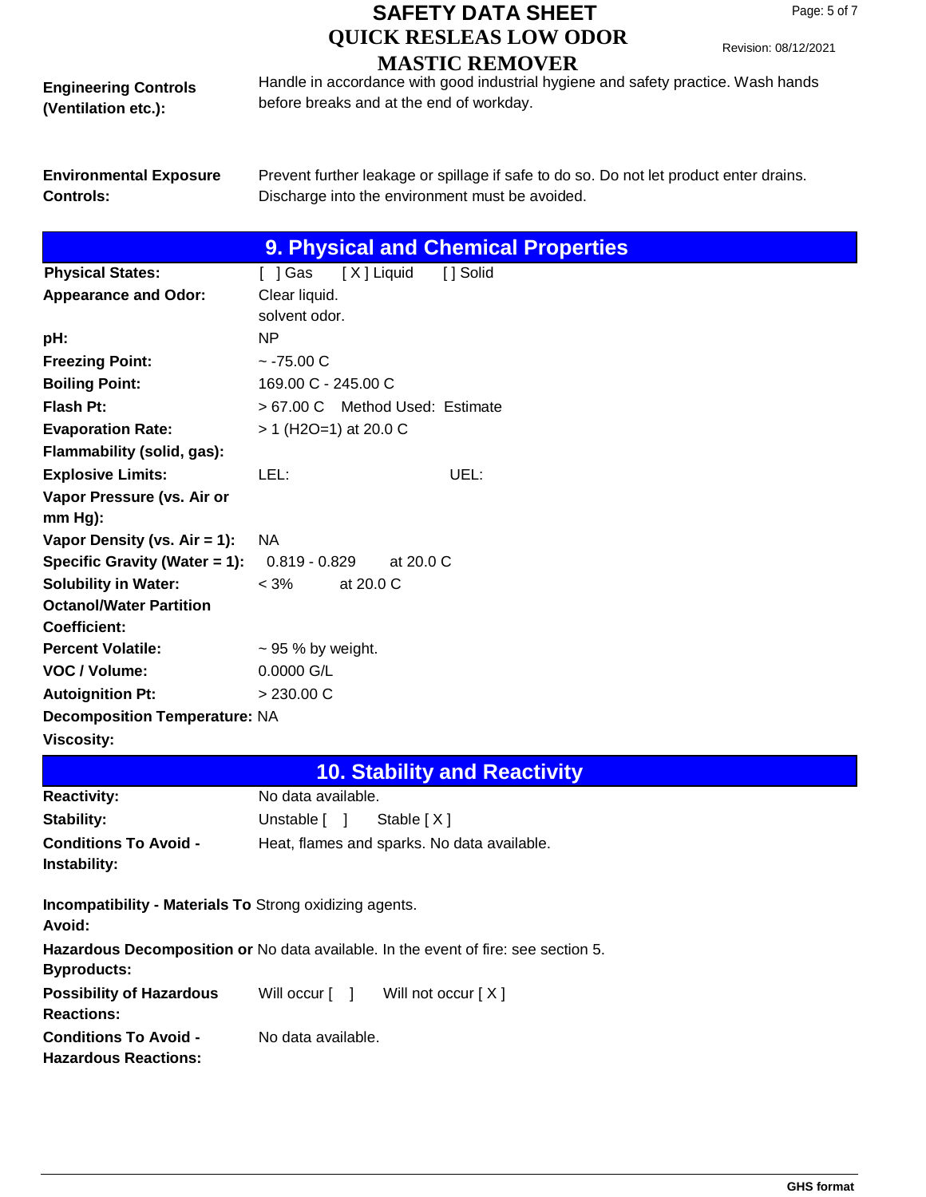| | |
|---|---|
| **Engineering Controls (Ventilation etc.):** | Handle in accordance with good industrial hygiene and safety practice. Wash hands before breaks and at the end of workday. |
| **Environmental Exposure Controls:** | Prevent further leakage or spillage if safe to do so. Do not let product enter drains. Discharge into the environment must be avoided. |

## 9. Physical and Chemical Properties

| | |
|---|---|
| **Physical States:** | [ ] Gas [ X ] Liquid [ ] Solid |
| **Appearance and Odor:** | Clear liquid.<br>solvent odor. |
| **pH:** | NP |
| **Freezing Point:** | ~ -75.00 C |
| **Boiling Point:** | 169.00 C - 245.00 C |
| **Flash Pt:** | > 67.00 C Method Used: Estimate |
| **Evaporation Rate:** | > 1 ($H_2O$=1) at 20.0 C |
| **Flammability (solid, gas):** | |
| **Explosive Limits:** | LEL: UEL: |
| **Vapor Pressure (vs. Air or mm Hg):** | |
| **Vapor Density (vs. Air = 1):** | NA |
| **Specific Gravity (Water = 1):** | 0.819 - 0.829 at 20.0 C |
| **Solubility in Water:** | < 3% at 20.0 C |
| **Octanol/Water Partition Coefficient:** | |
| **Percent Volatile:** | ~ 95 % by weight. |
| **VOC / Volume:** | 0.0000 G/L |
| **Autoignition Pt:** | > 230.00 C |
| **Decomposition Temperature:** | NA |
| **Viscosity:** | |

## 10. Stability and Reactivity

| | |
|---|---|
| **Reactivity:** | No data available. |
| **Stability:** | Unstable [ ] Stable [ X ] |
| **Conditions To Avoid - Instability:** | Heat, flames and sparks. No data available. |
| **Incompatibility - Materials To Avoid:** | Strong oxidizing agents. |
| **Hazardous Decomposition or Byproducts:** | No data available. In the event of fire: see section 5. |
| **Possibility of Hazardous Reactions:** | Will occur [ ] Will not occur [ X ] |
| **Conditions To Avoid - Hazardous Reactions:** | No data available. |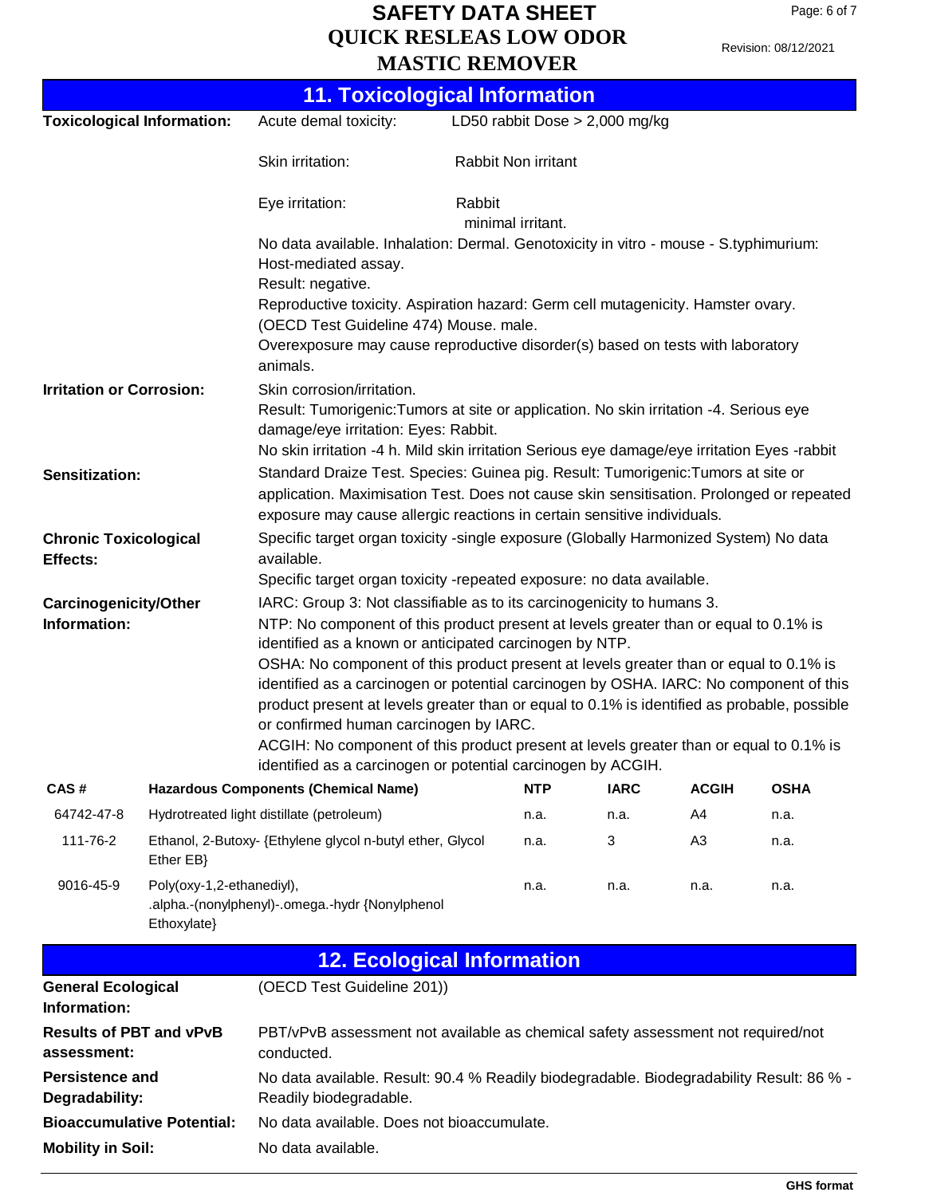## 11. Toxicological Information

**Toxicological Information:**

Acute demal toxicity: LD50 rabbit Dose > 2,000 mg/kg

Skin irritation: Rabbit Non irritant

Eye irritation: Rabbit minimal irritant.

No data available. Inhalation: Dermal. Genotoxicity in vitro - mouse - S.typhimurium: Host-mediated assay.
Result: negative.
Reproductive toxicity. Aspiration hazard: Germ cell mutagenicity. Hamster ovary. (OECD Test Guideline 474) Mouse. male.
Overexposure may cause reproductive disorder(s) based on tests with laboratory animals.

**Irritation or Corrosion:** Skin corrosion/irritation.
Result: Tumorigenic:Tumors at site or application. No skin irritation -4. Serious eye damage/eye irritation: Eyes: Rabbit.
No skin irritation -4 h. Mild skin irritation Serious eye damage/eye irritation Eyes -rabbit

**Sensitization:** Standard Draize Test. Species: Guinea pig. Result: Tumorigenic:Tumors at site or application. Maximisation Test. Does not cause skin sensitisation. Prolonged or repeated exposure may cause allergic reactions in certain sensitive individuals.

**Chronic Toxicological Effects:** Specific target organ toxicity -single exposure (Globally Harmonized System) No data available.
Specific target organ toxicity -repeated exposure: no data available.

**Carcinogenicity/Other Information:** IARC: Group 3: Not classifiable as to its carcinogenicity to humans 3.
NTP: No component of this product present at levels greater than or equal to 0.1% is identified as a known or anticipated carcinogen by NTP.
OSHA: No component of this product present at levels greater than or equal to 0.1% is identified as a carcinogen or potential carcinogen by OSHA. IARC: No component of this product present at levels greater than or equal to 0.1% is identified as probable, possible or confirmed human carcinogen by IARC.
ACGIH: No component of this product present at levels greater than or equal to 0.1% is identified as a carcinogen or potential carcinogen by ACGIH.

| CAS # | Hazardous Components (Chemical Name) | NTP | IARC | ACGIH | OSHA |
|---|---|---|---|---|---|
| 64742-47-8 | Hydrotreated light distillate (petroleum) | n.a. | n.a. | A4 | n.a. |
| 111-76-2 | Ethanol, 2-Butoxy- {Ethylene glycol n-butyl ether, Glycol Ether EB} | n.a. | 3 | A3 | n.a. |
| 9016-45-9 | Poly(oxy-1,2-ethanediyl), .alpha.-(nonylphenyl)-.omega.-hydr {Nonylphenol Ethoxylate} | n.a. | n.a. | n.a. | n.a. |

## 12. Ecological Information

**General Ecological Information:** (OECD Test Guideline 201))

**Results of PBT and vPvB assessment:** PBT/vPvB assessment not available as chemical safety assessment not required/not conducted.

**Persistence and Degradability:** No data available. Result: 90.4 % Readily biodegradable. Biodegradability Result: 86 % - Readily biodegradable.

**Bioaccumulative Potential:** No data available. Does not bioaccumulate.

**Mobility in Soil:** No data available.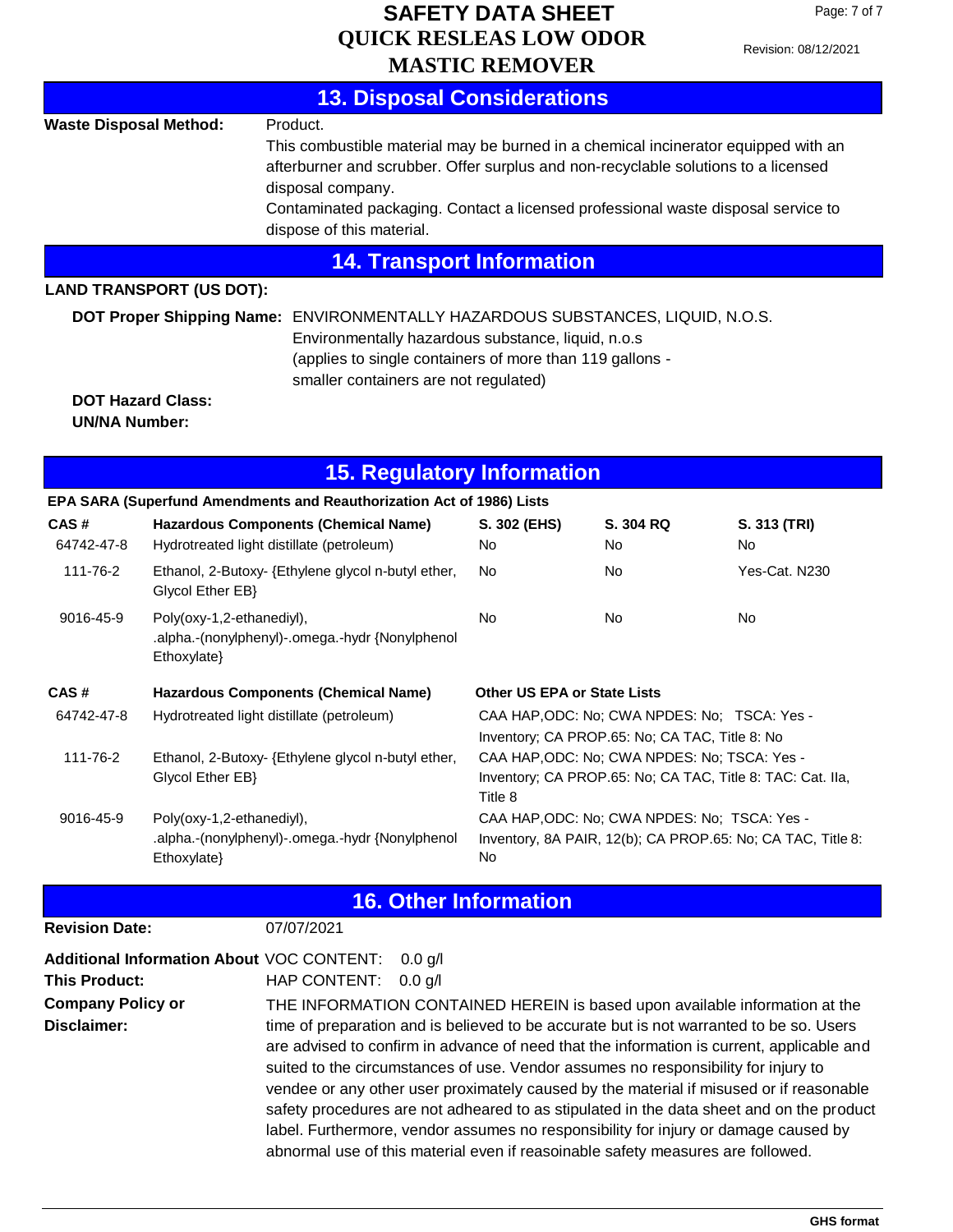## 13. Disposal Considerations

**Waste Disposal Method:** Product.
This combustible material may be burned in a chemical incinerator equipped with an afterburner and scrubber. Offer surplus and non-recyclable solutions to a licensed disposal company.
Contaminated packaging. Contact a licensed professional waste disposal service to dispose of this material.

## 14. Transport Information

**LAND TRANSPORT (US DOT):**

**DOT Proper Shipping Name:** ENVIRONMENTALLY HAZARDOUS SUBSTANCES, LIQUID, N.O.S.
Environmentally hazardous substance, liquid, n.o.s
(applies to single containers of more than 119 gallons - smaller containers are not regulated)

**DOT Hazard Class:**

**UN/NA Number:**

## 15. Regulatory Information

**EPA SARA (Superfund Amendments and Reauthorization Act of 1986) Lists**

| CAS # | Hazardous Components (Chemical Name) | S. 302 (EHS) | S. 304 RQ | S. 313 (TRI) |
|---|---|---|---|---|
| 64742-47-8 | Hydrotreated light distillate (petroleum) | No | No | No |
| 111-76-2 | Ethanol, 2-Butoxy- {Ethylene glycol n-butyl ether, Glycol Ether EB} | No | No | Yes-Cat. N230 |
| 9016-45-9 | Poly(oxy-1,2-ethanediyl), .alpha.-(nonylphenyl)-.omega.-hydr {Nonylphenol Ethoxylate} | No | No | No |

| CAS # | Hazardous Components (Chemical Name) | Other US EPA or State Lists |
|---|---|---|
| 64742-47-8 | Hydrotreated light distillate (petroleum) | CAA HAP,ODC: No; CWA NPDES: No; TSCA: Yes - Inventory; CA PROP.65: No; CA TAC, Title 8: No |
| 111-76-2 | Ethanol, 2-Butoxy- {Ethylene glycol n-butyl ether, Glycol Ether EB} | CAA HAP,ODC: No; CWA NPDES: No; TSCA: Yes - Inventory; CA PROP.65: No; CA TAC, Title 8: TAC: Cat. IIa, Title 8 |
| 9016-45-9 | Poly(oxy-1,2-ethanediyl), .alpha.-(nonylphenyl)-.omega.-hydr {Nonylphenol Ethoxylate} | CAA HAP,ODC: No; CWA NPDES: No; TSCA: Yes - Inventory, 8A PAIR, 12(b); CA PROP.65: No; CA TAC, Title 8: No |

## 16. Other Information

**Revision Date:** 07/07/2021

**Additional Information About This Product:** VOC CONTENT: 0.0 g/l
HAP CONTENT: 0.0 g/l

**Company Policy or Disclaimer:** THE INFORMATION CONTAINED HEREIN is based upon available information at the time of preparation and is believed to be accurate but is not warranted to be so. Users are advised to confirm in advance of need that the information is current, applicable and suited to the circumstances of use. Vendor assumes no responsibility for injury to vendee or any other user proximately caused by the material if misused or if reasonable safety procedures are not adhered to as stipulated in the data sheet and on the product label. Furthermore, vendor assumes no responsibility for injury or damage caused by abnormal use of this material even if reasoinable safety measures are followed.